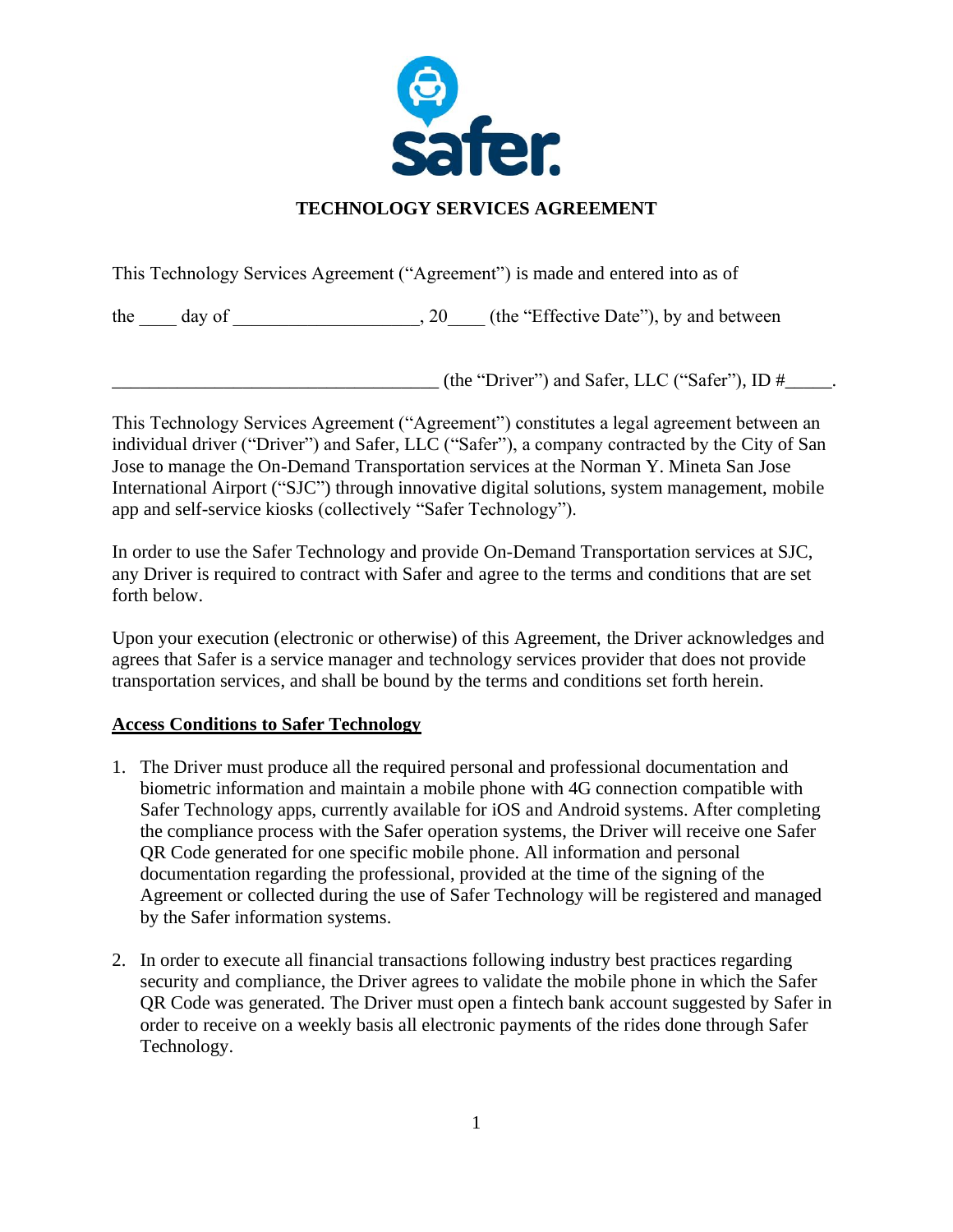# TECHNOLOGY SERVICES AGREEMENT

This Technology Services Agreement ("Agreement") is made and entered into as of

the ____ day of ___________________, 20____ (the "Effective Date"), by and between

__________________________________ (the "Driver") and Safer, LLC ("Safer"), ID #_____.

This Technology Services Agreement ("Agreement") constitutes a legal agreement between an individual driver ("Driver") and Safer, LLC ("Safer"), a company contracted by the City of San Jose to manage the On-Demand Transportation services at the Norman Y. Mineta San Jose International Airport ("SJC") through innovative digital solutions, system management, mobile app and self-service kiosks (collectively "Safer Technology").

In order to use the Safer Technology and provide On-Demand Transportation services at SJC, any Driver is required to contract with Safer and agree to the terms and conditions that are set forth below.

Upon your execution (electronic or otherwise) of this Agreement, the Driver acknowledges and agrees that Safer is a service manager and technology services provider that does not provide transportation services, and shall be bound by the terms and conditions set forth herein.

## <u>Access Conditions to Safer Technology</u>

1. The Driver must produce all the required personal and professional documentation and biometric information and maintain a mobile phone with 4G connection compatible with Safer Technology apps, currently available for iOS and Android systems. After completing the compliance process with the Safer operation systems, the Driver will receive one Safer QR Code generated for one specific mobile phone. All information and personal documentation regarding the professional, provided at the time of the signing of the Agreement or collected during the use of Safer Technology will be registered and managed by the Safer information systems.

2. In order to execute all financial transactions following industry best practices regarding security and compliance, the Driver agrees to validate the mobile phone in which the Safer QR Code was generated. The Driver must open a fintech bank account suggested by Safer in order to receive on a weekly basis all electronic payments of the rides done through Safer Technology.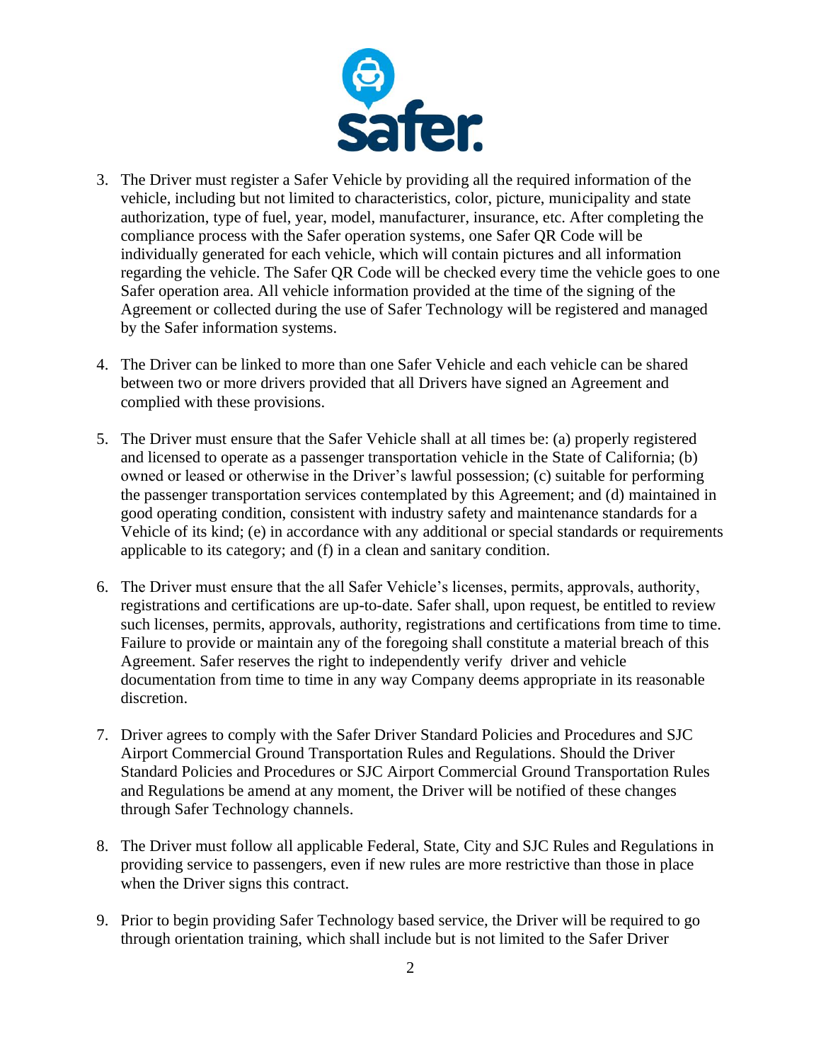3. The Driver must register a Safer Vehicle by providing all the required information of the vehicle, including but not limited to characteristics, color, picture, municipality and state authorization, type of fuel, year, model, manufacturer, insurance, etc. After completing the compliance process with the Safer operation systems, one Safer QR Code will be individually generated for each vehicle, which will contain pictures and all information regarding the vehicle. The Safer QR Code will be checked every time the vehicle goes to one Safer operation area. All vehicle information provided at the time of the signing of the Agreement or collected during the use of Safer Technology will be registered and managed by the Safer information systems.

4. The Driver can be linked to more than one Safer Vehicle and each vehicle can be shared between two or more drivers provided that all Drivers have signed an Agreement and complied with these provisions.

5. The Driver must ensure that the Safer Vehicle shall at all times be: (a) properly registered and licensed to operate as a passenger transportation vehicle in the State of California; (b) owned or leased or otherwise in the Driver's lawful possession; (c) suitable for performing the passenger transportation services contemplated by this Agreement; and (d) maintained in good operating condition, consistent with industry safety and maintenance standards for a Vehicle of its kind; (e) in accordance with any additional or special standards or requirements applicable to its category; and (f) in a clean and sanitary condition.

6. The Driver must ensure that the all Safer Vehicle's licenses, permits, approvals, authority, registrations and certifications are up-to-date. Safer shall, upon request, be entitled to review such licenses, permits, approvals, authority, registrations and certifications from time to time. Failure to provide or maintain any of the foregoing shall constitute a material breach of this Agreement. Safer reserves the right to independently verify driver and vehicle documentation from time to time in any way Company deems appropriate in its reasonable discretion.

7. Driver agrees to comply with the Safer Driver Standard Policies and Procedures and SJC Airport Commercial Ground Transportation Rules and Regulations. Should the Driver Standard Policies and Procedures or SJC Airport Commercial Ground Transportation Rules and Regulations be amend at any moment, the Driver will be notified of these changes through Safer Technology channels.

8. The Driver must follow all applicable Federal, State, City and SJC Rules and Regulations in providing service to passengers, even if new rules are more restrictive than those in place when the Driver signs this contract.

9. Prior to begin providing Safer Technology based service, the Driver will be required to go through orientation training, which shall include but is not limited to the Safer Driver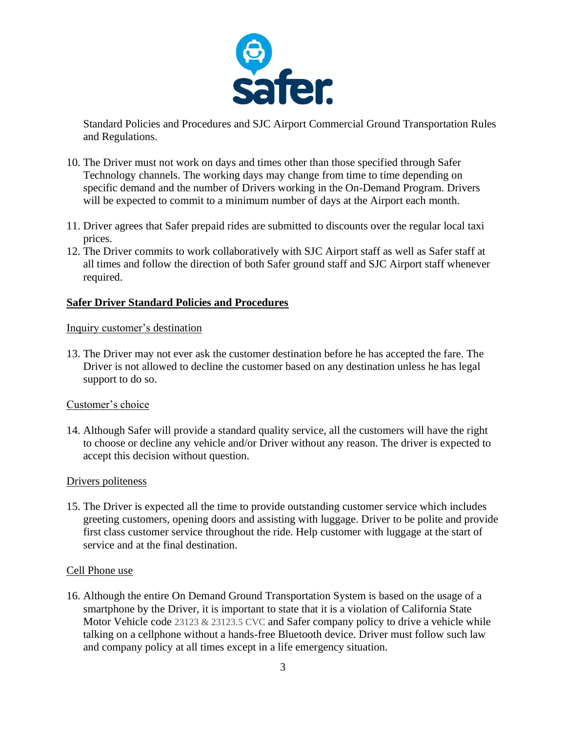Standard Policies and Procedures and SJC Airport Commercial Ground Transportation Rules and Regulations.

10. The Driver must not work on days and times other than those specified through Safer Technology channels. The working days may change from time to time depending on specific demand and the number of Drivers working in the On-Demand Program. Drivers will be expected to commit to a minimum number of days at the Airport each month.

11. Driver agrees that Safer prepaid rides are submitted to discounts over the regular local taxi prices.
12. The Driver commits to work collaboratively with SJC Airport staff as well as Safer staff at all times and follow the direction of both Safer ground staff and SJC Airport staff whenever required.

## Safer Driver Standard Policies and Procedures

Inquiry customer's destination

13. The Driver may not ever ask the customer destination before he has accepted the fare. The Driver is not allowed to decline the customer based on any destination unless he has legal support to do so.

Customer's choice

14. Although Safer will provide a standard quality service, all the customers will have the right to choose or decline any vehicle and/or Driver without any reason. The driver is expected to accept this decision without question.

Drivers politeness

15. The Driver is expected all the time to provide outstanding customer service which includes greeting customers, opening doors and assisting with luggage. Driver to be polite and provide first class customer service throughout the ride. Help customer with luggage at the start of service and at the final destination.

Cell Phone use

16. Although the entire On Demand Ground Transportation System is based on the usage of a smartphone by the Driver, it is important to state that it is a violation of California State Motor Vehicle code 23123 & 23123.5 CVC and Safer company policy to drive a vehicle while talking on a cellphone without a hands-free Bluetooth device. Driver must follow such law and company policy at all times except in a life emergency situation.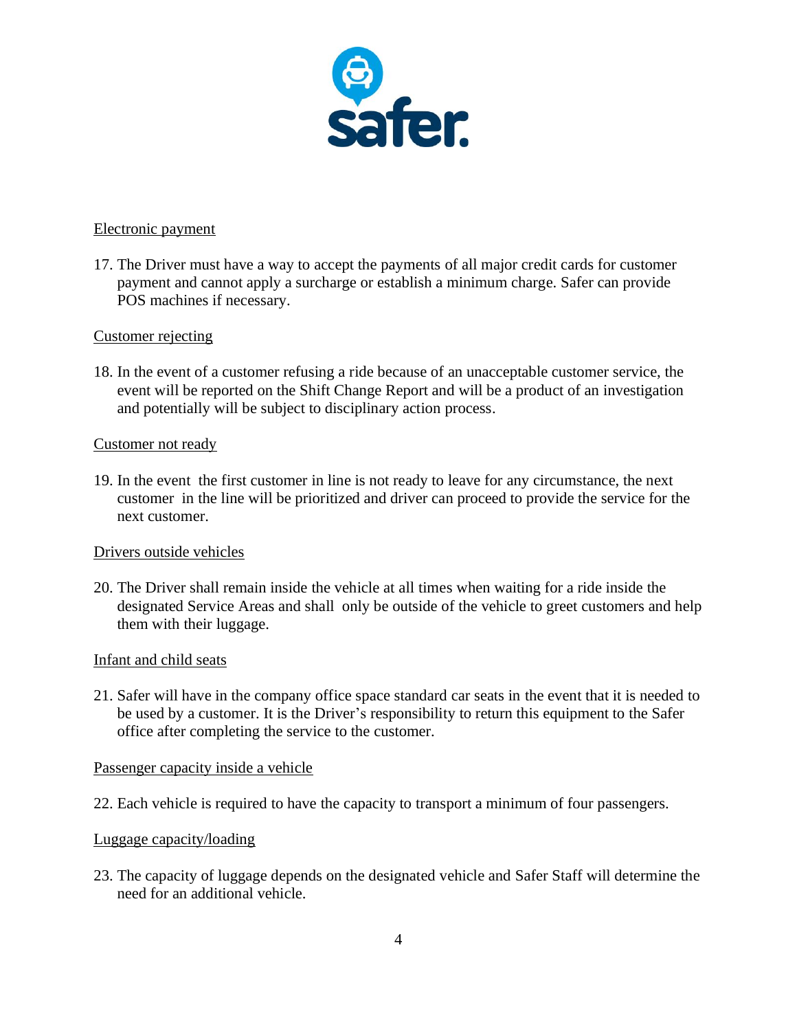Electronic payment

17. The Driver must have a way to accept the payments of all major credit cards for customer payment and cannot apply a surcharge or establish a minimum charge. Safer can provide POS machines if necessary.

Customer rejecting

18. In the event of a customer refusing a ride because of an unacceptable customer service, the event will be reported on the Shift Change Report and will be a product of an investigation and potentially will be subject to disciplinary action process.

Customer not ready

19. In the event the first customer in line is not ready to leave for any circumstance, the next customer in the line will be prioritized and driver can proceed to provide the service for the next customer.

Drivers outside vehicles

20. The Driver shall remain inside the vehicle at all times when waiting for a ride inside the designated Service Areas and shall only be outside of the vehicle to greet customers and help them with their luggage.

Infant and child seats

21. Safer will have in the company office space standard car seats in the event that it is needed to be used by a customer. It is the Driver's responsibility to return this equipment to the Safer office after completing the service to the customer.

Passenger capacity inside a vehicle

22. Each vehicle is required to have the capacity to transport a minimum of four passengers.

Luggage capacity/loading

23. The capacity of luggage depends on the designated vehicle and Safer Staff will determine the need for an additional vehicle.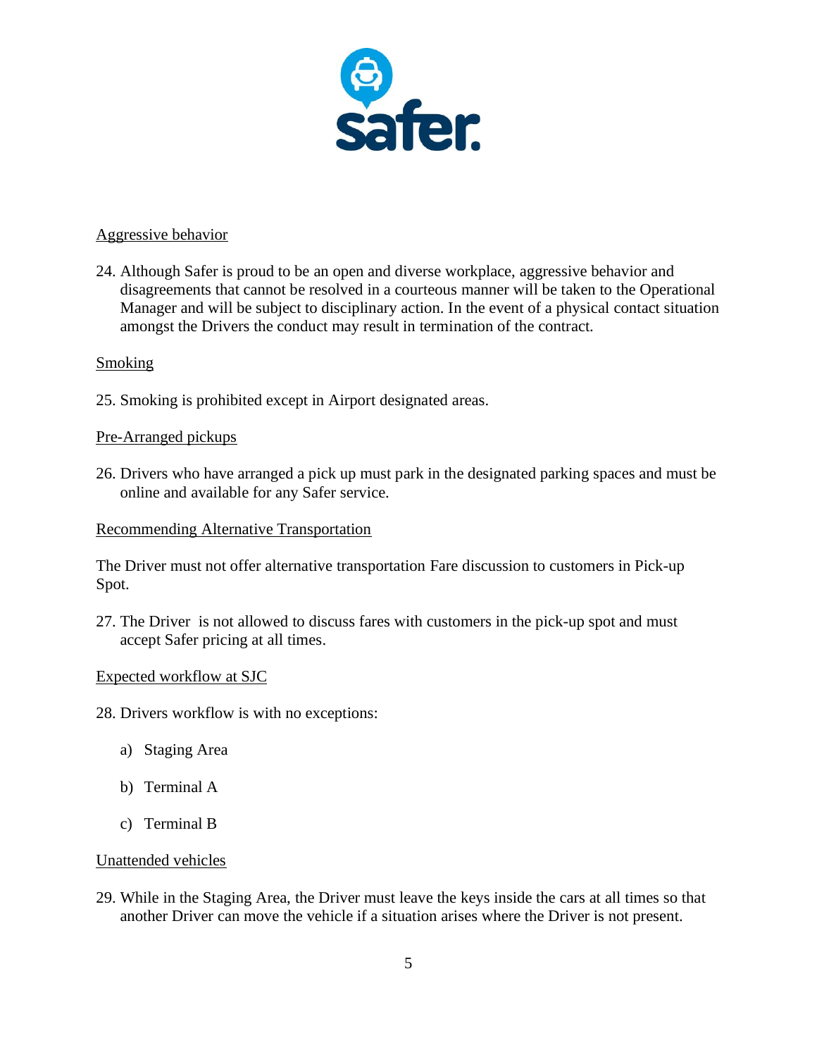Aggressive behavior

24. Although Safer is proud to be an open and diverse workplace, aggressive behavior and disagreements that cannot be resolved in a courteous manner will be taken to the Operational Manager and will be subject to disciplinary action. In the event of a physical contact situation amongst the Drivers the conduct may result in termination of the contract.

Smoking

25. Smoking is prohibited except in Airport designated areas.

Pre-Arranged pickups

26. Drivers who have arranged a pick up must park in the designated parking spaces and must be online and available for any Safer service.

Recommending Alternative Transportation

The Driver must not offer alternative transportation Fare discussion to customers in Pick-up Spot.

27. The Driver is not allowed to discuss fares with customers in the pick-up spot and must accept Safer pricing at all times.

Expected workflow at SJC

28. Drivers workflow is with no exceptions:

    a) Staging Area

    b) Terminal A

    c) Terminal B

Unattended vehicles

29. While in the Staging Area, the Driver must leave the keys inside the cars at all times so that another Driver can move the vehicle if a situation arises where the Driver is not present.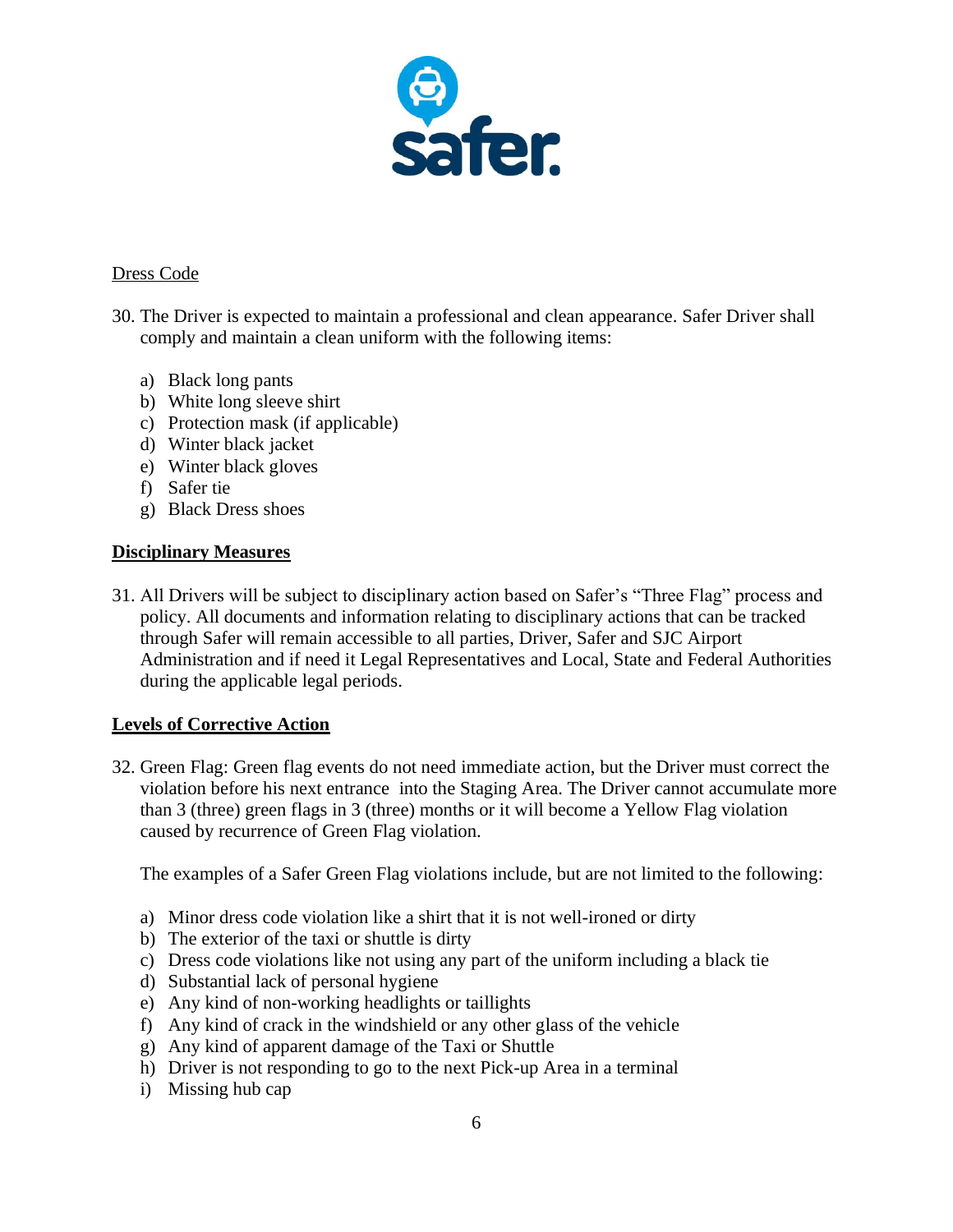## Dress Code

30. The Driver is expected to maintain a professional and clean appearance. Safer Driver shall comply and maintain a clean uniform with the following items:

    a) Black long pants
    b) White long sleeve shirt
    c) Protection mask (if applicable)
    d) Winter black jacket
    e) Winter black gloves
    f) Safer tie
    g) Black Dress shoes

## **Disciplinary Measures**

31. All Drivers will be subject to disciplinary action based on Safer's "Three Flag" process and policy. All documents and information relating to disciplinary actions that can be tracked through Safer will remain accessible to all parties, Driver, Safer and SJC Airport Administration and if need it Legal Representatives and Local, State and Federal Authorities during the applicable legal periods.

## **Levels of Corrective Action**

32. Green Flag: Green flag events do not need immediate action, but the Driver must correct the violation before his next entrance into the Staging Area. The Driver cannot accumulate more than 3 (three) green flags in 3 (three) months or it will become a Yellow Flag violation caused by recurrence of Green Flag violation.

    The examples of a Safer Green Flag violations include, but are not limited to the following:

    a) Minor dress code violation like a shirt that it is not well-ironed or dirty
    b) The exterior of the taxi or shuttle is dirty
    c) Dress code violations like not using any part of the uniform including a black tie
    d) Substantial lack of personal hygiene
    e) Any kind of non-working headlights or taillights
    f) Any kind of crack in the windshield or any other glass of the vehicle
    g) Any kind of apparent damage of the Taxi or Shuttle
    h) Driver is not responding to go to the next Pick-up Area in a terminal
    i) Missing hub cap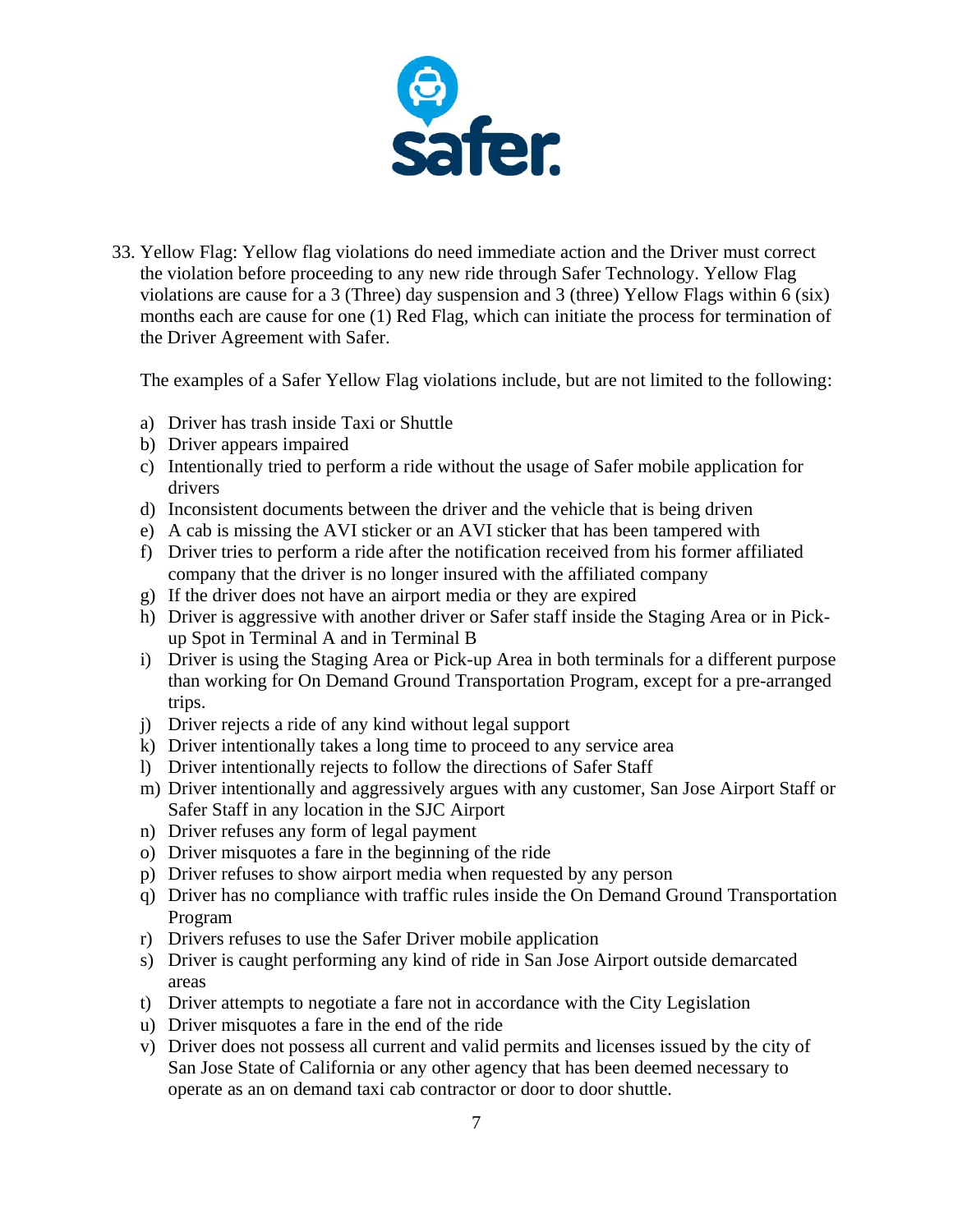33. Yellow Flag: Yellow flag violations do need immediate action and the Driver must correct the violation before proceeding to any new ride through Safer Technology. Yellow Flag violations are cause for a 3 (Three) day suspension and 3 (three) Yellow Flags within 6 (six) months each are cause for one (1) Red Flag, which can initiate the process for termination of the Driver Agreement with Safer.

    The examples of a Safer Yellow Flag violations include, but are not limited to the following:

    a) Driver has trash inside Taxi or Shuttle
    b) Driver appears impaired
    c) Intentionally tried to perform a ride without the usage of Safer mobile application for drivers
    d) Inconsistent documents between the driver and the vehicle that is being driven
    e) A cab is missing the AVI sticker or an AVI sticker that has been tampered with
    f) Driver tries to perform a ride after the notification received from his former affiliated company that the driver is no longer insured with the affiliated company
    g) If the driver does not have an airport media or they are expired
    h) Driver is aggressive with another driver or Safer staff inside the Staging Area or in Pick-up Spot in Terminal A and in Terminal B
    i) Driver is using the Staging Area or Pick-up Area in both terminals for a different purpose than working for On Demand Ground Transportation Program, except for a pre-arranged trips.
    j) Driver rejects a ride of any kind without legal support
    k) Driver intentionally takes a long time to proceed to any service area
    l) Driver intentionally rejects to follow the directions of Safer Staff
    m) Driver intentionally and aggressively argues with any customer, San Jose Airport Staff or Safer Staff in any location in the SJC Airport
    n) Driver refuses any form of legal payment
    o) Driver misquotes a fare in the beginning of the ride
    p) Driver refuses to show airport media when requested by any person
    q) Driver has no compliance with traffic rules inside the On Demand Ground Transportation Program
    r) Drivers refuses to use the Safer Driver mobile application
    s) Driver is caught performing any kind of ride in San Jose Airport outside demarcated areas
    t) Driver attempts to negotiate a fare not in accordance with the City Legislation
    u) Driver misquotes a fare in the end of the ride
    v) Driver does not possess all current and valid permits and licenses issued by the city of San Jose State of California or any other agency that has been deemed necessary to operate as an on demand taxi cab contractor or door to door shuttle.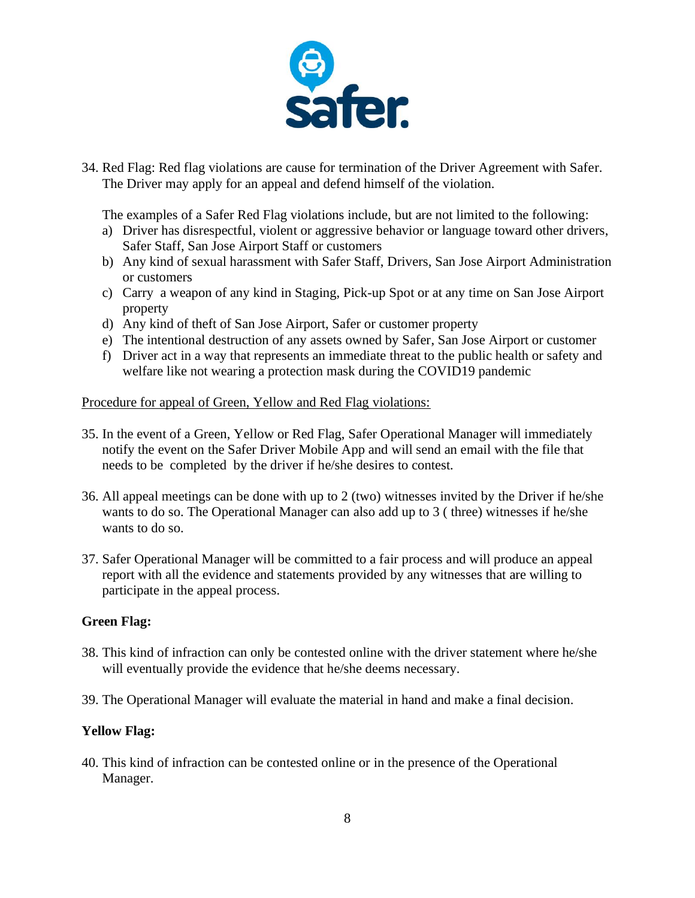34. Red Flag: Red flag violations are cause for termination of the Driver Agreement with Safer. The Driver may apply for an appeal and defend himself of the violation.

    The examples of a Safer Red Flag violations include, but are not limited to the following:

    a) Driver has disrespectful, violent or aggressive behavior or language toward other drivers, Safer Staff, San Jose Airport Staff or customers
    b) Any kind of sexual harassment with Safer Staff, Drivers, San Jose Airport Administration or customers
    c) Carry a weapon of any kind in Staging, Pick-up Spot or at any time on San Jose Airport property
    d) Any kind of theft of San Jose Airport, Safer or customer property
    e) The intentional destruction of any assets owned by Safer, San Jose Airport or customer
    f) Driver act in a way that represents an immediate threat to the public health or safety and welfare like not wearing a protection mask during the COVID19 pandemic

<u>Procedure for appeal of Green, Yellow and Red Flag violations:</u>

35. In the event of a Green, Yellow or Red Flag, Safer Operational Manager will immediately notify the event on the Safer Driver Mobile App and will send an email with the file that needs to be completed by the driver if he/she desires to contest.

36. All appeal meetings can be done with up to 2 (two) witnesses invited by the Driver if he/she wants to do so. The Operational Manager can also add up to 3 ( three) witnesses if he/she wants to do so.

37. Safer Operational Manager will be committed to a fair process and will produce an appeal report with all the evidence and statements provided by any witnesses that are willing to participate in the appeal process.

**Green Flag:**

38. This kind of infraction can only be contested online with the driver statement where he/she will eventually provide the evidence that he/she deems necessary.

39. The Operational Manager will evaluate the material in hand and make a final decision.

**Yellow Flag:**

40. This kind of infraction can be contested online or in the presence of the Operational Manager.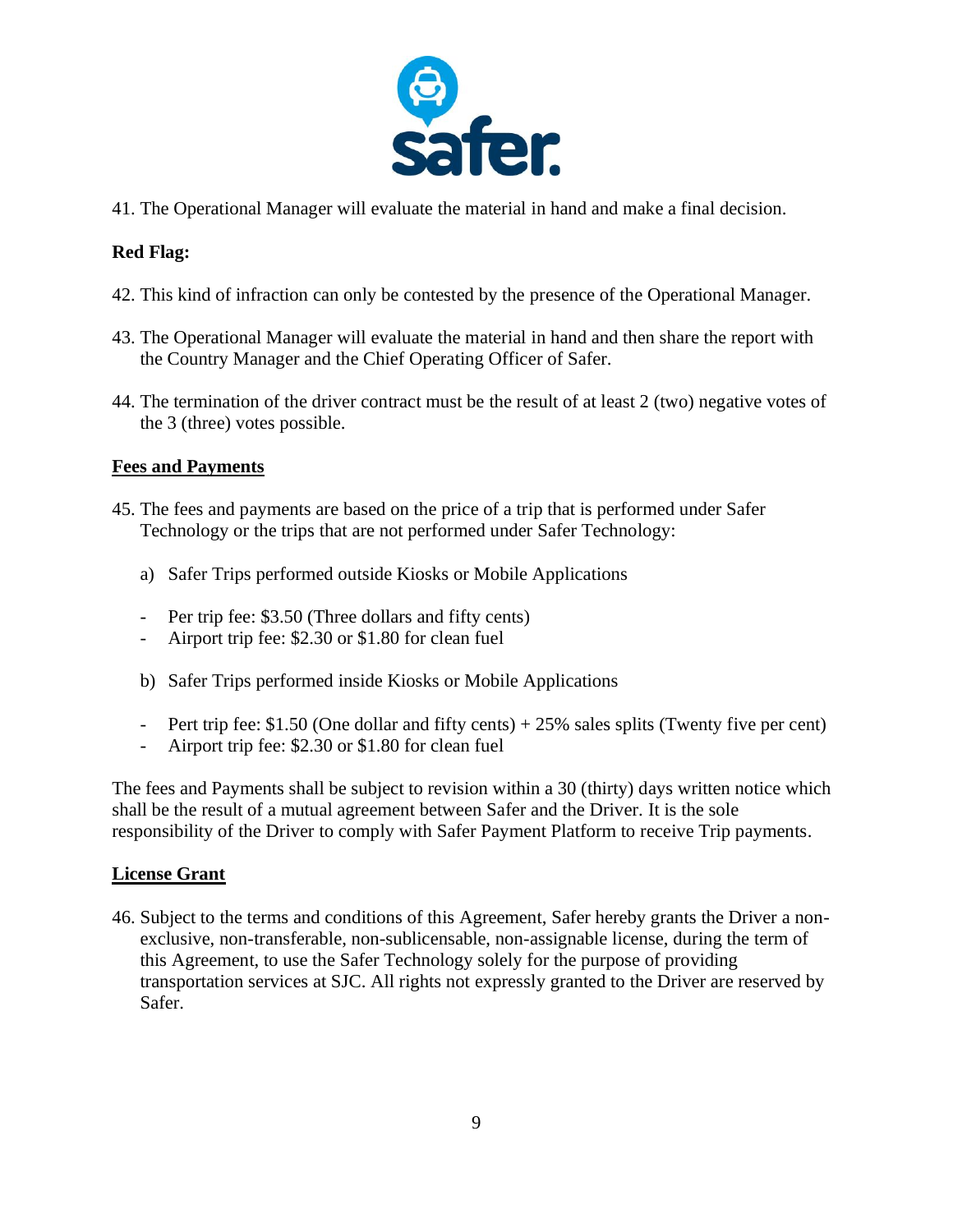41. The Operational Manager will evaluate the material in hand and make a final decision.

**Red Flag:**

42. This kind of infraction can only be contested by the presence of the Operational Manager.

43. The Operational Manager will evaluate the material in hand and then share the report with the Country Manager and the Chief Operating Officer of Safer.

44. The termination of the driver contract must be the result of at least 2 (two) negative votes of the 3 (three) votes possible.

**Fees and Payments**

45. The fees and payments are based on the price of a trip that is performed under Safer Technology or the trips that are not performed under Safer Technology:

    a) Safer Trips performed outside Kiosks or Mobile Applications

    - Per trip fee: $3.50 (Three dollars and fifty cents)
    - Airport trip fee: $2.30 or $1.80 for clean fuel

    b) Safer Trips performed inside Kiosks or Mobile Applications

    - Pert trip fee: $1.50 (One dollar and fifty cents) + 25% sales splits (Twenty five per cent)
    - Airport trip fee: $2.30 or $1.80 for clean fuel

The fees and Payments shall be subject to revision within a 30 (thirty) days written notice which shall be the result of a mutual agreement between Safer and the Driver. It is the sole responsibility of the Driver to comply with Safer Payment Platform to receive Trip payments.

**License Grant**

46. Subject to the terms and conditions of this Agreement, Safer hereby grants the Driver a non-exclusive, non-transferable, non-sublicensable, non-assignable license, during the term of this Agreement, to use the Safer Technology solely for the purpose of providing transportation services at SJC. All rights not expressly granted to the Driver are reserved by Safer.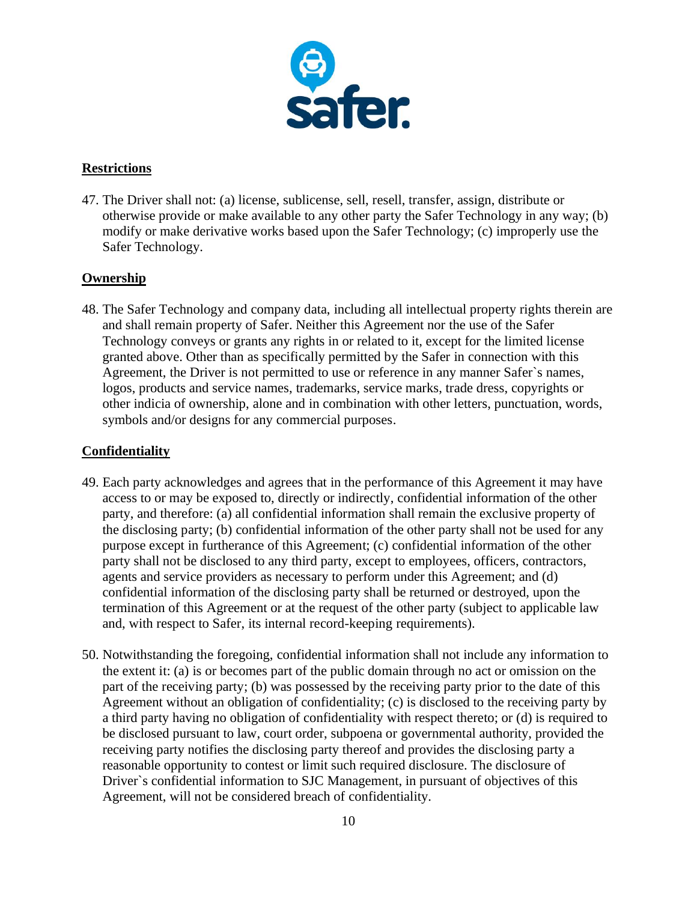## Restrictions

47. The Driver shall not: (a) license, sublicense, sell, resell, transfer, assign, distribute or otherwise provide or make available to any other party the Safer Technology in any way; (b) modify or make derivative works based upon the Safer Technology; (c) improperly use the Safer Technology.

## Ownership

48. The Safer Technology and company data, including all intellectual property rights therein are and shall remain property of Safer. Neither this Agreement nor the use of the Safer Technology conveys or grants any rights in or related to it, except for the limited license granted above. Other than as specifically permitted by the Safer in connection with this Agreement, the Driver is not permitted to use or reference in any manner Safer`s names, logos, products and service names, trademarks, service marks, trade dress, copyrights or other indicia of ownership, alone and in combination with other letters, punctuation, words, symbols and/or designs for any commercial purposes.

## Confidentiality

49. Each party acknowledges and agrees that in the performance of this Agreement it may have access to or may be exposed to, directly or indirectly, confidential information of the other party, and therefore: (a) all confidential information shall remain the exclusive property of the disclosing party; (b) confidential information of the other party shall not be used for any purpose except in furtherance of this Agreement; (c) confidential information of the other party shall not be disclosed to any third party, except to employees, officers, contractors, agents and service providers as necessary to perform under this Agreement; and (d) confidential information of the disclosing party shall be returned or destroyed, upon the termination of this Agreement or at the request of the other party (subject to applicable law and, with respect to Safer, its internal record-keeping requirements).

50. Notwithstanding the foregoing, confidential information shall not include any information to the extent it: (a) is or becomes part of the public domain through no act or omission on the part of the receiving party; (b) was possessed by the receiving party prior to the date of this Agreement without an obligation of confidentiality; (c) is disclosed to the receiving party by a third party having no obligation of confidentiality with respect thereto; or (d) is required to be disclosed pursuant to law, court order, subpoena or governmental authority, provided the receiving party notifies the disclosing party thereof and provides the disclosing party a reasonable opportunity to contest or limit such required disclosure. The disclosure of Driver`s confidential information to SJC Management, in pursuant of objectives of this Agreement, will not be considered breach of confidentiality.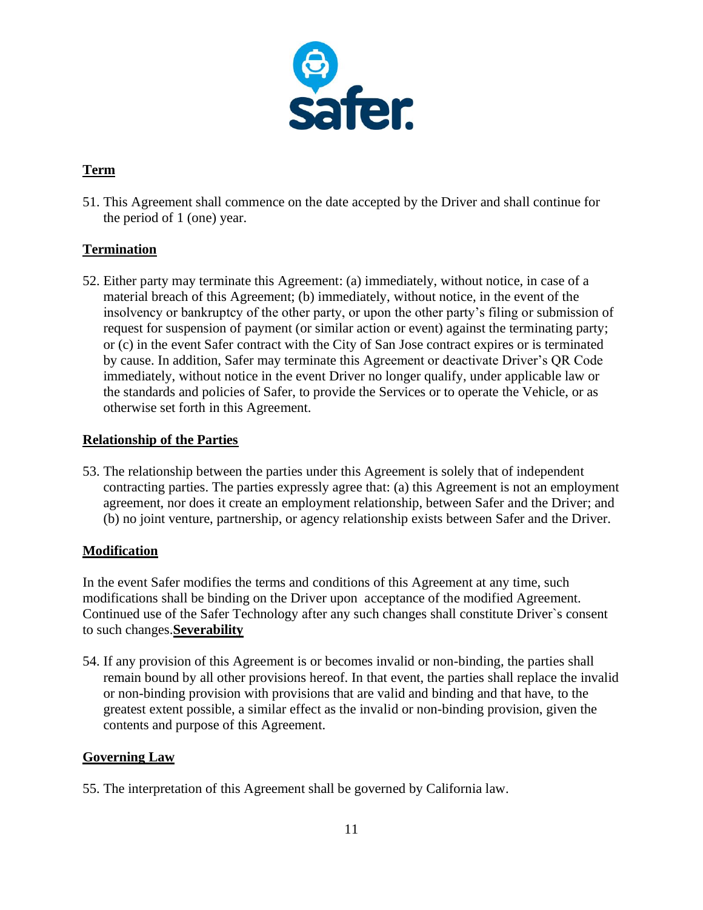**Term**

51. This Agreement shall commence on the date accepted by the Driver and shall continue for the period of 1 (one) year.

**Termination**

52. Either party may terminate this Agreement: (a) immediately, without notice, in case of a material breach of this Agreement; (b) immediately, without notice, in the event of the insolvency or bankruptcy of the other party, or upon the other party's filing or submission of request for suspension of payment (or similar action or event) against the terminating party; or (c) in the event Safer contract with the City of San Jose contract expires or is terminated by cause. In addition, Safer may terminate this Agreement or deactivate Driver's QR Code immediately, without notice in the event Driver no longer qualify, under applicable law or the standards and policies of Safer, to provide the Services or to operate the Vehicle, or as otherwise set forth in this Agreement.

**Relationship of the Parties**

53. The relationship between the parties under this Agreement is solely that of independent contracting parties. The parties expressly agree that: (a) this Agreement is not an employment agreement, nor does it create an employment relationship, between Safer and the Driver; and (b) no joint venture, partnership, or agency relationship exists between Safer and the Driver.

**Modification**

In the event Safer modifies the terms and conditions of this Agreement at any time, such modifications shall be binding on the Driver upon acceptance of the modified Agreement. Continued use of the Safer Technology after any such changes shall constitute Driver`s consent to such changes.

**Severability**

54. If any provision of this Agreement is or becomes invalid or non-binding, the parties shall remain bound by all other provisions hereof. In that event, the parties shall replace the invalid or non-binding provision with provisions that are valid and binding and that have, to the greatest extent possible, a similar effect as the invalid or non-binding provision, given the contents and purpose of this Agreement.

**Governing Law**

55. The interpretation of this Agreement shall be governed by California law.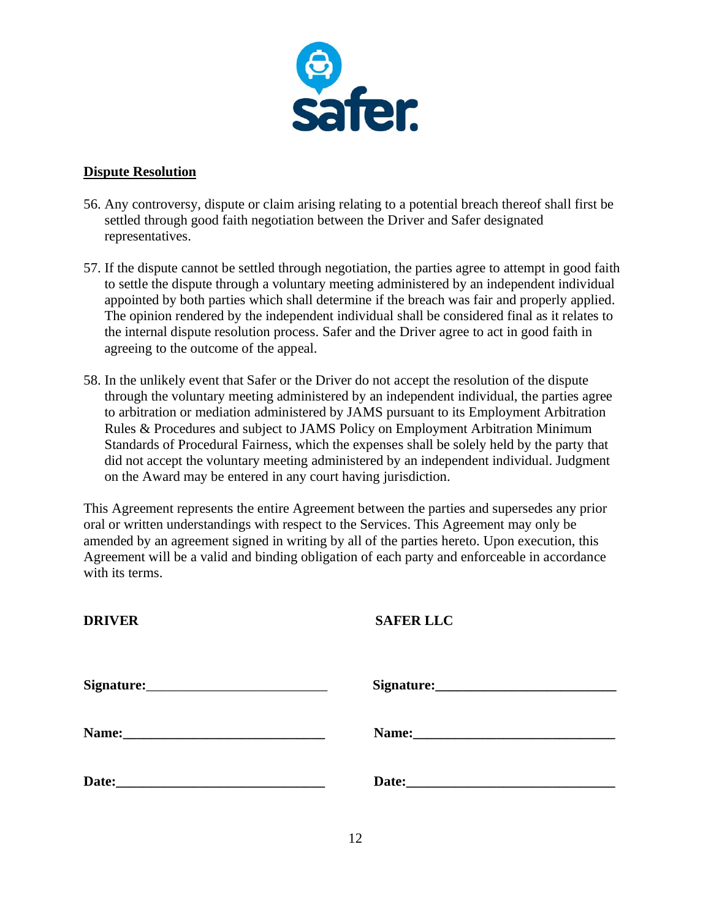**Dispute Resolution**

56. Any controversy, dispute or claim arising relating to a potential breach thereof shall first be settled through good faith negotiation between the Driver and Safer designated representatives.

57. If the dispute cannot be settled through negotiation, the parties agree to attempt in good faith to settle the dispute through a voluntary meeting administered by an independent individual appointed by both parties which shall determine if the breach was fair and properly applied. The opinion rendered by the independent individual shall be considered final as it relates to the internal dispute resolution process. Safer and the Driver agree to act in good faith in agreeing to the outcome of the appeal.

58. In the unlikely event that Safer or the Driver do not accept the resolution of the dispute through the voluntary meeting administered by an independent individual, the parties agree to arbitration or mediation administered by JAMS pursuant to its Employment Arbitration Rules & Procedures and subject to JAMS Policy on Employment Arbitration Minimum Standards of Procedural Fairness, which the expenses shall be solely held by the party that did not accept the voluntary meeting administered by an independent individual. Judgment on the Award may be entered in any court having jurisdiction.

This Agreement represents the entire Agreement between the parties and supersedes any prior oral or written understandings with respect to the Services. This Agreement may only be amended by an agreement signed in writing by all of the parties hereto. Upon execution, this Agreement will be a valid and binding obligation of each party and enforceable in accordance with its terms.

| **DRIVER** | **SAFER LLC** |
|---|---|
| **Signature:**_________________________ | **Signature:**_________________________ |
| **Name:**_____________________________ | **Name:**_____________________________ |
| **Date:**______________________________ | **Date:**______________________________ |